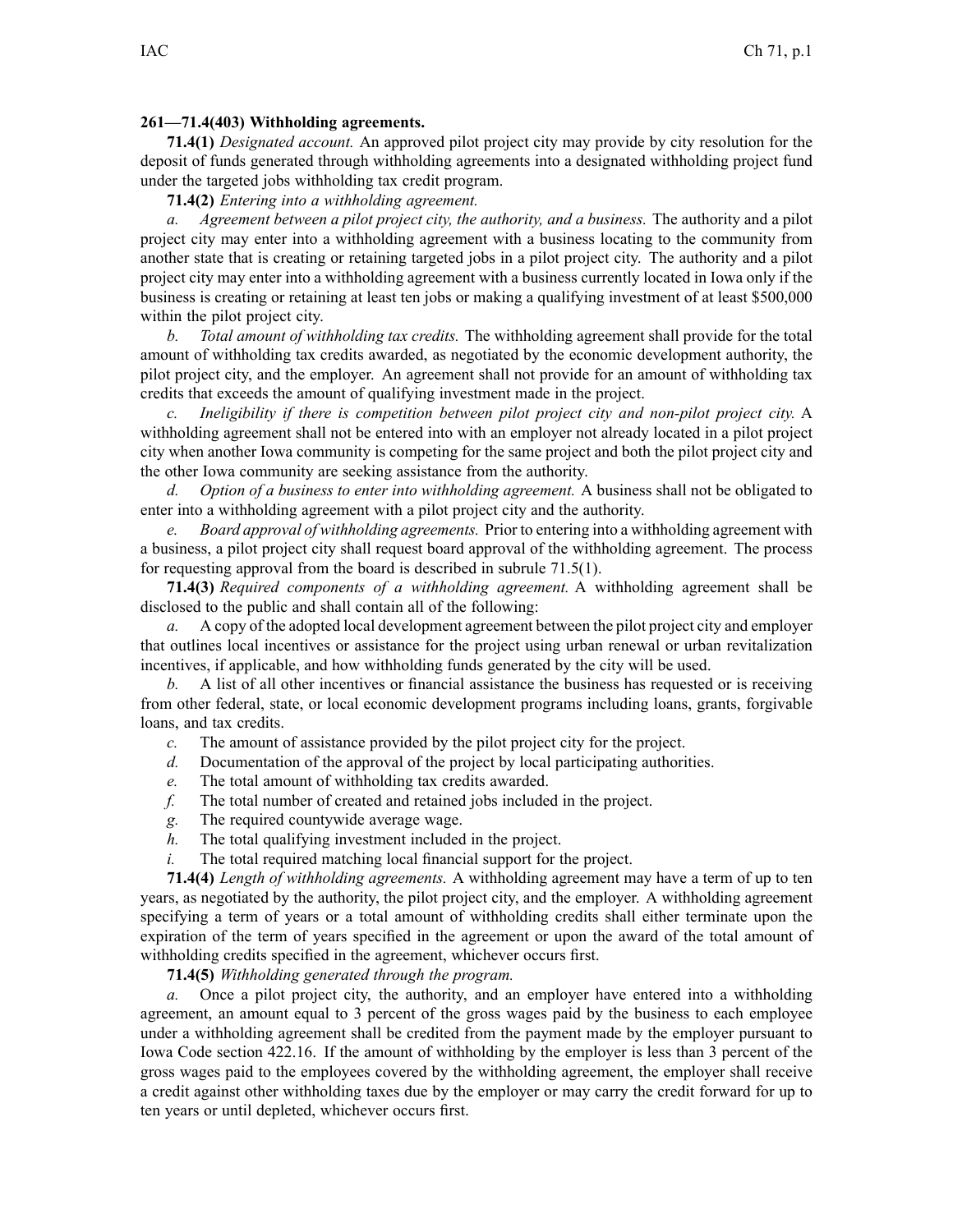**261—71.4(403) Withholding agreements.**

**71.4(1)** *Designated account.* An approved pilot project city may provide by city resolution for the deposit of funds generated through withholding agreements into a designated withholding project fund under the targeted jobs withholding tax credit program.

**71.4(2)** *Entering into a withholding agreement.*

*a. Agreement between a pilot project city, the authority, and a business.* The authority and a pilot project city may enter into a withholding agreement with a business locating to the community from another state that is creating or retaining targeted jobs in a pilot project city. The authority and a pilot project city may enter into a withholding agreement with a business currently located in Iowa only if the business is creating or retaining at least ten jobs or making a qualifying investment of at least $500,000 within the pilot project city.

*b. Total amount of withholding tax credits.* The withholding agreement shall provide for the total amount of withholding tax credits awarded, as negotiated by the economic development authority, the pilot project city, and the employer. An agreement shall not provide for an amount of withholding tax credits that exceeds the amount of qualifying investment made in the project.

*c. Ineligibility if there is competition between pilot project city and non-pilot project city.* A withholding agreement shall not be entered into with an employer not already located in a pilot project city when another Iowa community is competing for the same project and both the pilot project city and the other Iowa community are seeking assistance from the authority.

*d. Option of a business to enter into withholding agreement.* A business shall not be obligated to enter into a withholding agreement with a pilot project city and the authority.

*e. Board approval of withholding agreements.* Prior to entering into a withholding agreement with a business, a pilot project city shall request board approval of the withholding agreement. The process for requesting approval from the board is described in subrule 71.5(1).

**71.4(3)** *Required components of a withholding agreement.* A withholding agreement shall be disclosed to the public and shall contain all of the following:

*a.* A copy of the adopted local development agreement between the pilot project city and employer that outlines local incentives or assistance for the project using urban renewal or urban revitalization incentives, if applicable, and how withholding funds generated by the city will be used.

*b.* A list of all other incentives or financial assistance the business has requested or is receiving from other federal, state, or local economic development programs including loans, grants, forgivable loans, and tax credits.

*c.* The amount of assistance provided by the pilot project city for the project.

*d.* Documentation of the approval of the project by local participating authorities.

*e.* The total amount of withholding tax credits awarded.

*f.* The total number of created and retained jobs included in the project.

*g.* The required countywide average wage.

*h.* The total qualifying investment included in the project.

*i.* The total required matching local financial support for the project.

**71.4(4)** *Length of withholding agreements.* A withholding agreement may have a term of up to ten years, as negotiated by the authority, the pilot project city, and the employer. A withholding agreement specifying a term of years or a total amount of withholding credits shall either terminate upon the expiration of the term of years specified in the agreement or upon the award of the total amount of withholding credits specified in the agreement, whichever occurs first.

**71.4(5)** *Withholding generated through the program.*

*a.* Once a pilot project city, the authority, and an employer have entered into a withholding agreement, an amount equal to 3 percent of the gross wages paid by the business to each employee under a withholding agreement shall be credited from the payment made by the employer pursuant to Iowa Code section 422.16. If the amount of withholding by the employer is less than 3 percent of the gross wages paid to the employees covered by the withholding agreement, the employer shall receive a credit against other withholding taxes due by the employer or may carry the credit forward for up to ten years or until depleted, whichever occurs first.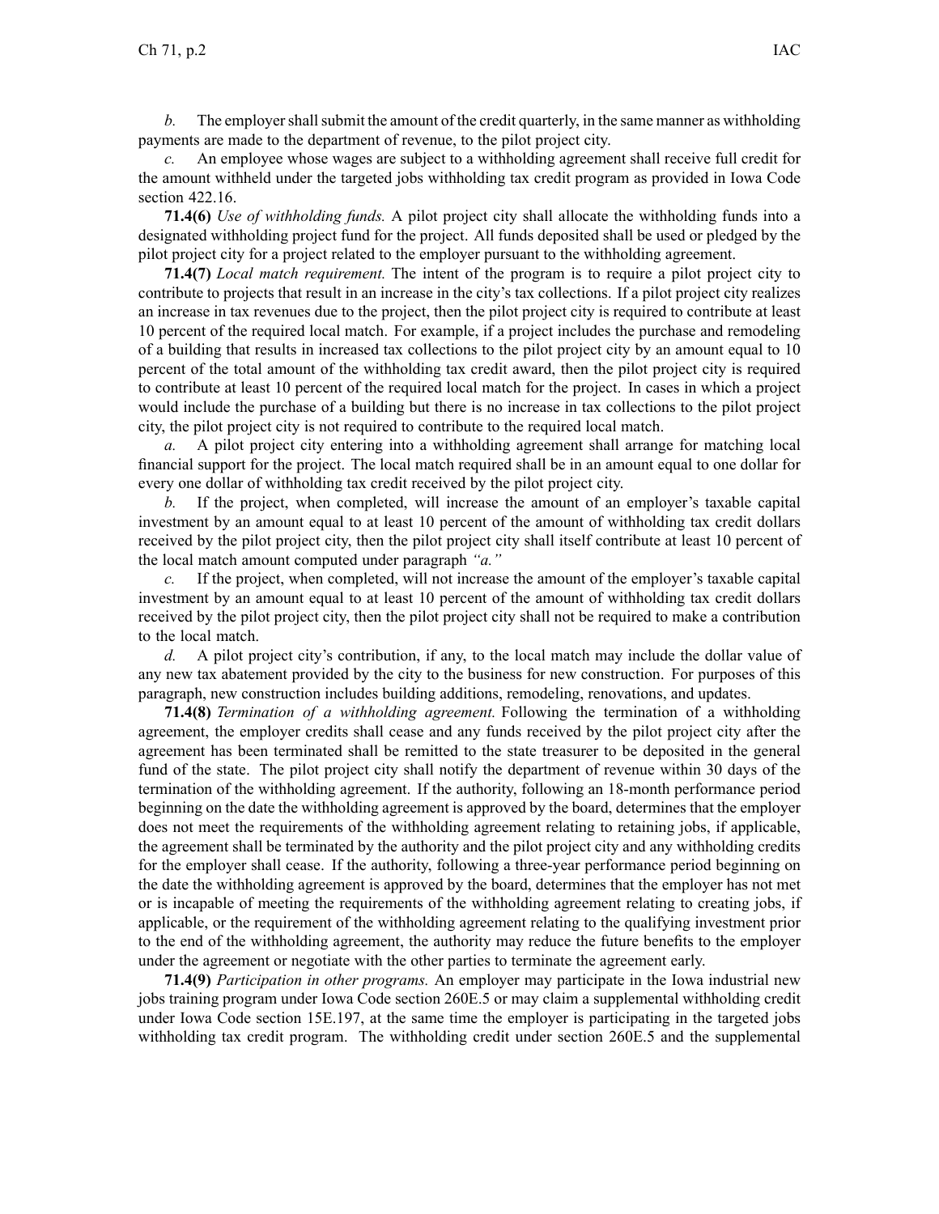*b.* The employer shall submit the amount of the credit quarterly, in the same manner as withholding payments are made to the department of revenue, to the pilot project city.

*c.* An employee whose wages are subject to a withholding agreement shall receive full credit for the amount withheld under the targeted jobs withholding tax credit program as provided in Iowa Code section 422.16.

**71.4(6)** *Use of withholding funds.* A pilot project city shall allocate the withholding funds into a designated withholding project fund for the project. All funds deposited shall be used or pledged by the pilot project city for a project related to the employer pursuant to the withholding agreement.

**71.4(7)** *Local match requirement.* The intent of the program is to require a pilot project city to contribute to projects that result in an increase in the city's tax collections. If a pilot project city realizes an increase in tax revenues due to the project, then the pilot project city is required to contribute at least 10 percent of the required local match. For example, if a project includes the purchase and remodeling of a building that results in increased tax collections to the pilot project city by an amount equal to 10 percent of the total amount of the withholding tax credit award, then the pilot project city is required to contribute at least 10 percent of the required local match for the project. In cases in which a project would include the purchase of a building but there is no increase in tax collections to the pilot project city, the pilot project city is not required to contribute to the required local match.

*a.* A pilot project city entering into a withholding agreement shall arrange for matching local financial support for the project. The local match required shall be in an amount equal to one dollar for every one dollar of withholding tax credit received by the pilot project city.

*b.* If the project, when completed, will increase the amount of an employer's taxable capital investment by an amount equal to at least 10 percent of the amount of withholding tax credit dollars received by the pilot project city, then the pilot project city shall itself contribute at least 10 percent of the local match amount computed under paragraph *"a."*

*c.* If the project, when completed, will not increase the amount of the employer's taxable capital investment by an amount equal to at least 10 percent of the amount of withholding tax credit dollars received by the pilot project city, then the pilot project city shall not be required to make a contribution to the local match.

*d.* A pilot project city's contribution, if any, to the local match may include the dollar value of any new tax abatement provided by the city to the business for new construction. For purposes of this paragraph, new construction includes building additions, remodeling, renovations, and updates.

**71.4(8)** *Termination of a withholding agreement.* Following the termination of a withholding agreement, the employer credits shall cease and any funds received by the pilot project city after the agreement has been terminated shall be remitted to the state treasurer to be deposited in the general fund of the state. The pilot project city shall notify the department of revenue within 30 days of the termination of the withholding agreement. If the authority, following an 18-month performance period beginning on the date the withholding agreement is approved by the board, determines that the employer does not meet the requirements of the withholding agreement relating to retaining jobs, if applicable, the agreement shall be terminated by the authority and the pilot project city and any withholding credits for the employer shall cease. If the authority, following a three-year performance period beginning on the date the withholding agreement is approved by the board, determines that the employer has not met or is incapable of meeting the requirements of the withholding agreement relating to creating jobs, if applicable, or the requirement of the withholding agreement relating to the qualifying investment prior to the end of the withholding agreement, the authority may reduce the future benefits to the employer under the agreement or negotiate with the other parties to terminate the agreement early.

**71.4(9)** *Participation in other programs.* An employer may participate in the Iowa industrial new jobs training program under Iowa Code section 260E.5 or may claim a supplemental withholding credit under Iowa Code section 15E.197, at the same time the employer is participating in the targeted jobs withholding tax credit program. The withholding credit under section 260E.5 and the supplemental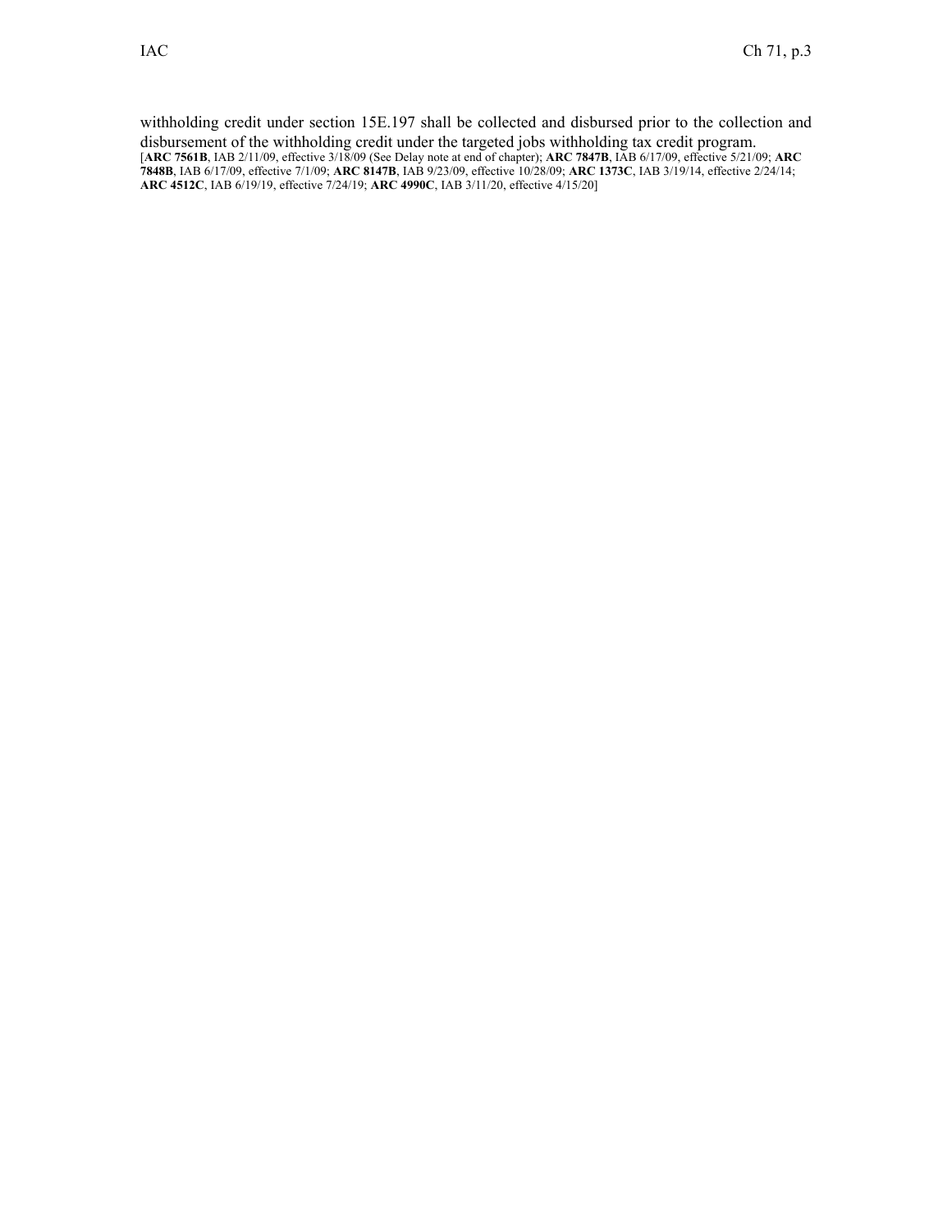withholding credit under section 15E.197 shall be collected and disbursed prior to the collection and disbursement of the withholding credit under the targeted jobs withholding tax credit program.

[**ARC 7561B**, IAB 2/11/09, effective 3/18/09 (See Delay note at end of chapter); **ARC 7847B**, IAB 6/17/09, effective 5/21/09; **ARC 7848B**, IAB 6/17/09, effective 7/1/09; **ARC 8147B**, IAB 9/23/09, effective 10/28/09; **ARC 1373C**, IAB 3/19/14, effective 2/24/14; **ARC 4512C**, IAB 6/19/19, effective 7/24/19; **ARC 4990C**, IAB 3/11/20, effective 4/15/20]